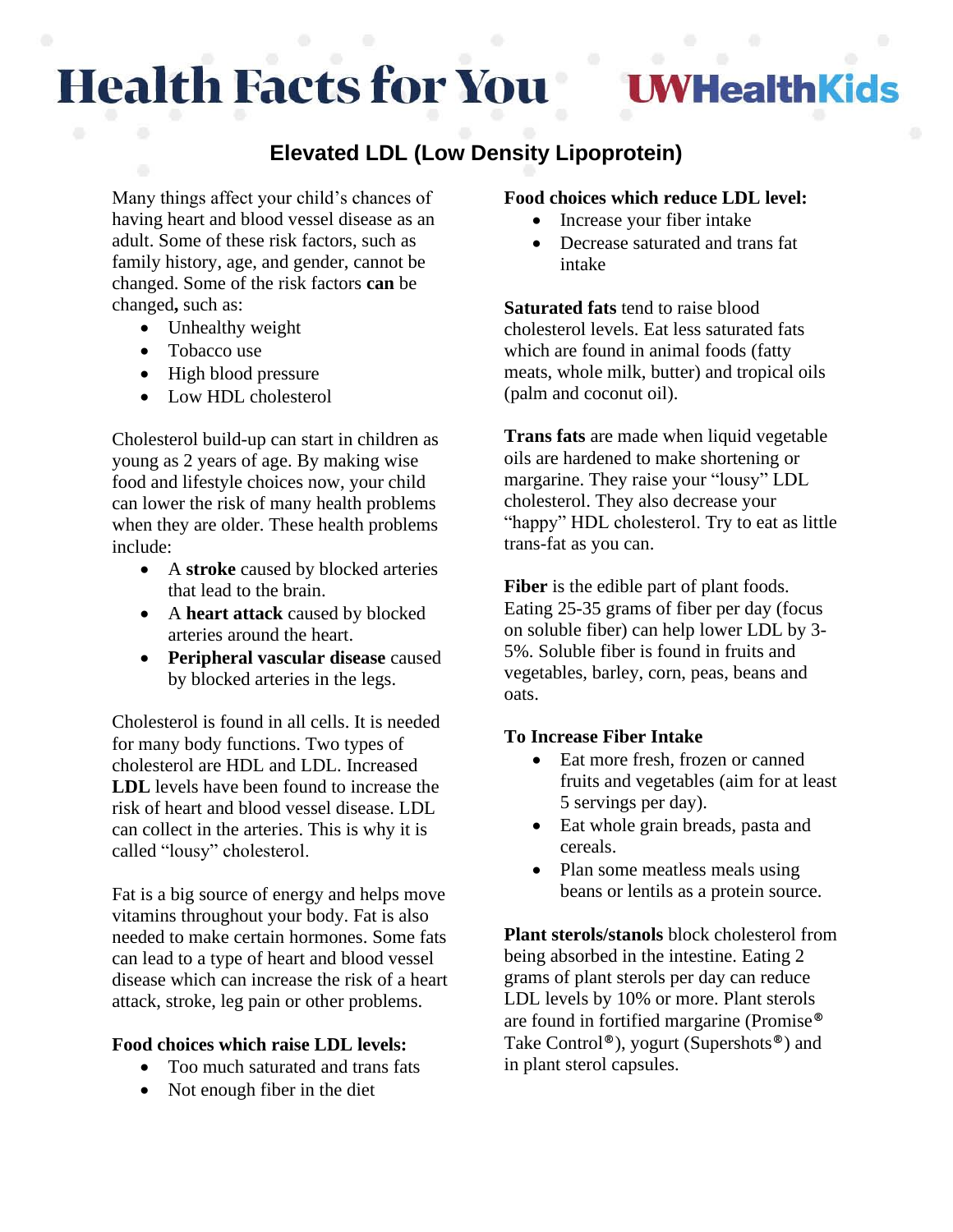# Health Facts for You

UWHealthKids

## Elevated LDL (Low Density Lipoprotein)

Many things affect your child's chances of having heart and blood vessel disease as an adult. Some of these risk factors, such as family history, age, and gender, cannot be changed. Some of the risk factors **can** be changed**,** such as:

- Unhealthy weight
- Tobacco use
- High blood pressure
- Low HDL cholesterol

Cholesterol build-up can start in children as young as 2 years of age. By making wise food and lifestyle choices now, your child can lower the risk of many health problems when they are older. These health problems include:

- A **stroke** caused by blocked arteries that lead to the brain.
- A **heart attack** caused by blocked arteries around the heart.
- **Peripheral vascular disease** caused by blocked arteries in the legs.

Cholesterol is found in all cells. It is needed for many body functions. Two types of cholesterol are HDL and LDL. Increased **LDL** levels have been found to increase the risk of heart and blood vessel disease. LDL can collect in the arteries. This is why it is called "lousy" cholesterol.

Fat is a big source of energy and helps move vitamins throughout your body. Fat is also needed to make certain hormones. Some fats can lead to a type of heart and blood vessel disease which can increase the risk of a heart attack, stroke, leg pain or other problems.

**Food choices which raise LDL levels:**

- Too much saturated and trans fats
- Not enough fiber in the diet

**Food choices which reduce LDL level:**

- Increase your fiber intake
- Decrease saturated and trans fat intake

**Saturated fats** tend to raise blood cholesterol levels. Eat less saturated fats which are found in animal foods (fatty meats, whole milk, butter) and tropical oils (palm and coconut oil).

**Trans fats** are made when liquid vegetable oils are hardened to make shortening or margarine. They raise your "lousy" LDL cholesterol. They also decrease your "happy" HDL cholesterol. Try to eat as little trans-fat as you can.

**Fiber** is the edible part of plant foods. Eating 25-35 grams of fiber per day (focus on soluble fiber) can help lower LDL by 3-5%. Soluble fiber is found in fruits and vegetables, barley, corn, peas, beans and oats.

**To Increase Fiber Intake**

- Eat more fresh, frozen or canned fruits and vegetables (aim for at least 5 servings per day).
- Eat whole grain breads, pasta and cereals.
- Plan some meatless meals using beans or lentils as a protein source.

**Plant sterols/stanols** block cholesterol from being absorbed in the intestine. Eating 2 grams of plant sterols per day can reduce LDL levels by 10% or more. Plant sterols are found in fortified margarine (Promise® Take Control®), yogurt (Supershots®) and in plant sterol capsules.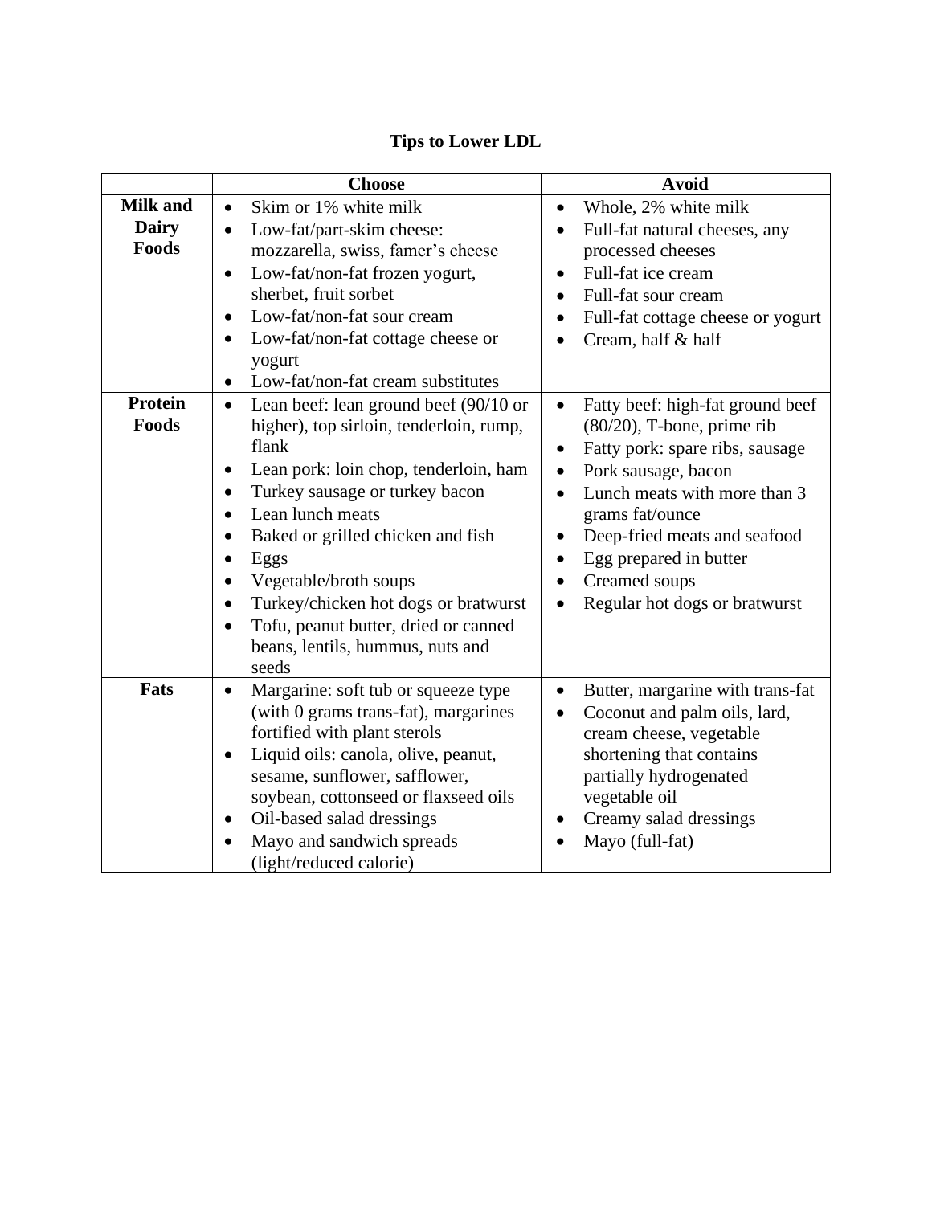# Tips to Lower LDL

| | Choose | Avoid |
|---|---|---|
| **Milk and Dairy Foods** | • Skim or 1% white milk<br>• Low-fat/part-skim cheese: mozzarella, swiss, famer's cheese<br>• Low-fat/non-fat frozen yogurt, sherbet, fruit sorbet<br>• Low-fat/non-fat sour cream<br>• Low-fat/non-fat cottage cheese or yogurt<br>• Low-fat/non-fat cream substitutes | • Whole, 2% white milk<br>• Full-fat natural cheeses, any processed cheeses<br>• Full-fat ice cream<br>• Full-fat sour cream<br>• Full-fat cottage cheese or yogurt<br>• Cream, half & half |
| **Protein Foods** | • Lean beef: lean ground beef (90/10 or higher), top sirloin, tenderloin, rump, flank<br>• Lean pork: loin chop, tenderloin, ham<br>• Turkey sausage or turkey bacon<br>• Lean lunch meats<br>• Baked or grilled chicken and fish<br>• Eggs<br>• Vegetable/broth soups<br>• Turkey/chicken hot dogs or bratwurst<br>• Tofu, peanut butter, dried or canned beans, lentils, hummus, nuts and seeds | • Fatty beef: high-fat ground beef (80/20), T-bone, prime rib<br>• Fatty pork: spare ribs, sausage<br>• Pork sausage, bacon<br>• Lunch meats with more than 3 grams fat/ounce<br>• Deep-fried meats and seafood<br>• Egg prepared in butter<br>• Creamed soups<br>• Regular hot dogs or bratwurst |
| **Fats** | • Margarine: soft tub or squeeze type (with 0 grams trans-fat), margarines fortified with plant sterols<br>• Liquid oils: canola, olive, peanut, sesame, sunflower, safflower, soybean, cottonseed or flaxseed oils<br>• Oil-based salad dressings<br>• Mayo and sandwich spreads (light/reduced calorie) | • Butter, margarine with trans-fat<br>• Coconut and palm oils, lard, cream cheese, vegetable shortening that contains partially hydrogenated vegetable oil<br>• Creamy salad dressings<br>• Mayo (full-fat) |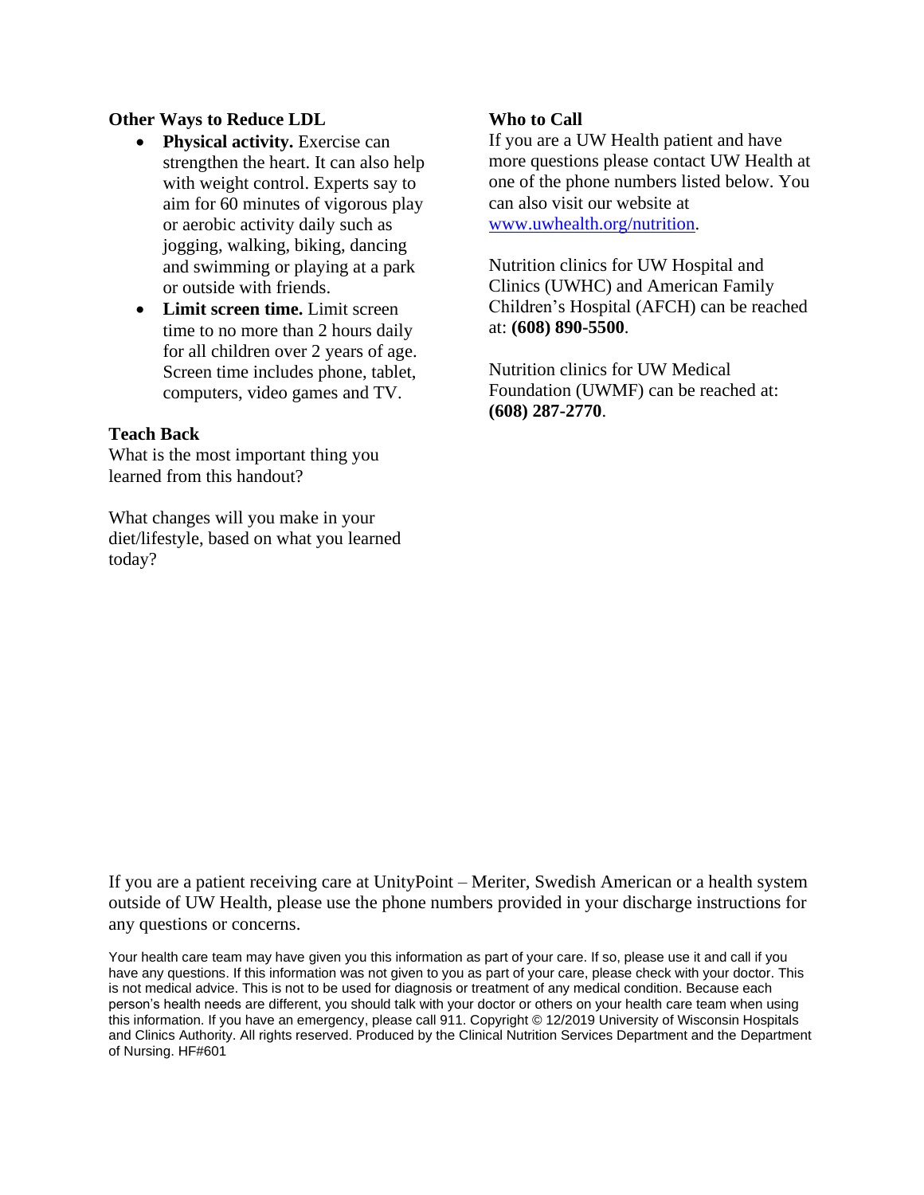### Other Ways to Reduce LDL

- **Physical activity.** Exercise can strengthen the heart. It can also help with weight control. Experts say to aim for 60 minutes of vigorous play or aerobic activity daily such as jogging, walking, biking, dancing and swimming or playing at a park or outside with friends.
- **Limit screen time.** Limit screen time to no more than 2 hours daily for all children over 2 years of age. Screen time includes phone, tablet, computers, video games and TV.

### Teach Back

What is the most important thing you learned from this handout?

What changes will you make in your diet/lifestyle, based on what you learned today?

### Who to Call

If you are a UW Health patient and have more questions please contact UW Health at one of the phone numbers listed below. You can also visit our website at [www.uwhealth.org/nutrition](http://www.uwhealth.org/nutrition).

Nutrition clinics for UW Hospital and Clinics (UWHC) and American Family Children's Hospital (AFCH) can be reached at: **(608) 890-5500**.

Nutrition clinics for UW Medical Foundation (UWMF) can be reached at: **(608) 287-2770**.

If you are a patient receiving care at UnityPoint – Meriter, Swedish American or a health system outside of UW Health, please use the phone numbers provided in your discharge instructions for any questions or concerns.

Your health care team may have given you this information as part of your care. If so, please use it and call if you have any questions. If this information was not given to you as part of your care, please check with your doctor. This is not medical advice. This is not to be used for diagnosis or treatment of any medical condition. Because each person's health needs are different, you should talk with your doctor or others on your health care team when using this information. If you have an emergency, please call 911. Copyright © 12/2019 University of Wisconsin Hospitals and Clinics Authority. All rights reserved. Produced by the Clinical Nutrition Services Department and the Department of Nursing. HF#601